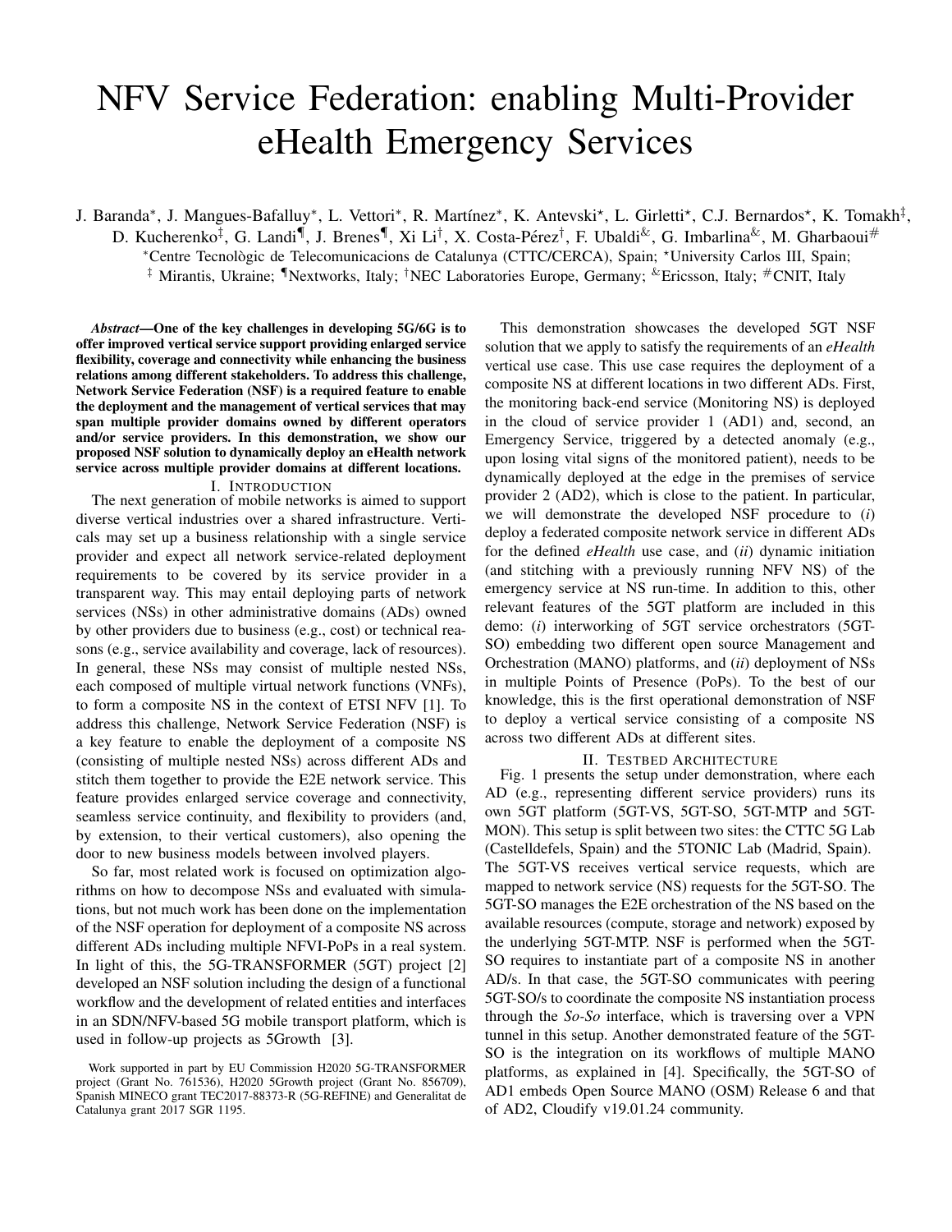# NFV Service Federation: enabling Multi-Provider eHealth Emergency Services

J. Baranda[*], J. Mangues-Bafalluy[*], L. Vettori[*], R. Martínez[*], K. Antevski[⋆], L. Girletti[⋆], C.J. Bernardos[⋆], K. Tomakh[‡], D. Kucherenko[‡], G. Landi[¶], J. Brenes[¶], Xi Li[†], X. Costa-Pérez[†], F. Ubaldi[&], G. Imbarlina[&], M. Gharbaoui[#]

[*]Centre Tecnològic de Telecomunicacions de Catalunya (CTTC/CERCA), Spain; [⋆]University Carlos III, Spain;
[‡] Mirantis, Ukraine; [¶]Nextworks, Italy; [†]NEC Laboratories Europe, Germany; [&]Ericsson, Italy; [#]CNIT, Italy

***Abstract*—One of the key challenges in developing 5G/6G is to offer improved vertical service support providing enlarged service flexibility, coverage and connectivity while enhancing the business relations among different stakeholders. To address this challenge, Network Service Federation (NSF) is a required feature to enable the deployment and the management of vertical services that may span multiple provider domains owned by different operators and/or service providers. In this demonstration, we show our proposed NSF solution to dynamically deploy an eHealth network service across multiple provider domains at different locations.**

## I. Introduction

The next generation of mobile networks is aimed to support diverse vertical industries over a shared infrastructure. Verticals may set up a business relationship with a single service provider and expect all network service-related deployment requirements to be covered by its service provider in a transparent way. This may entail deploying parts of network services (NSs) in other administrative domains (ADs) owned by other providers due to business (e.g., cost) or technical reasons (e.g., service availability and coverage, lack of resources). In general, these NSs may consist of multiple nested NSs, each composed of multiple virtual network functions (VNFs), to form a composite NS in the context of ETSI NFV [1]. To address this challenge, Network Service Federation (NSF) is a key feature to enable the deployment of a composite NS (consisting of multiple nested NSs) across different ADs and stitch them together to provide the E2E network service. This feature provides enlarged service coverage and connectivity, seamless service continuity, and flexibility to providers (and, by extension, to their vertical customers), also opening the door to new business models between involved players.

So far, most related work is focused on optimization algorithms on how to decompose NSs and evaluated with simulations, but not much work has been done on the implementation of the NSF operation for deployment of a composite NS across different ADs including multiple NFVI-PoPs in a real system. In light of this, the 5G-TRANSFORMER (5GT) project [2] developed an NSF solution including the design of a functional workflow and the development of related entities and interfaces in an SDN/NFV-based 5G mobile transport platform, which is used in follow-up projects as 5Growth [3].

Work supported in part by EU Commission H2020 5G-TRANSFORMER project (Grant No. 761536), H2020 5Growth project (Grant No. 856709), Spanish MINECO grant TEC2017-88373-R (5G-REFINE) and Generalitat de Catalunya grant 2017 SGR 1195.

This demonstration showcases the developed 5GT NSF solution that we apply to satisfy the requirements of an *eHealth* vertical use case. This use case requires the deployment of a composite NS at different locations in two different ADs. First, the monitoring back-end service (Monitoring NS) is deployed in the cloud of service provider 1 (AD1) and, second, an Emergency Service, triggered by a detected anomaly (e.g., upon losing vital signs of the monitored patient), needs to be dynamically deployed at the edge in the premises of service provider 2 (AD2), which is close to the patient. In particular, we will demonstrate the developed NSF procedure to (*i*) deploy a federated composite network service in different ADs for the defined *eHealth* use case, and (*ii*) dynamic initiation (and stitching with a previously running NFV NS) of the emergency service at NS run-time. In addition to this, other relevant features of the 5GT platform are included in this demo: (*i*) interworking of 5GT service orchestrators (5GT-SO) embedding two different open source Management and Orchestration (MANO) platforms, and (*ii*) deployment of NSs in multiple Points of Presence (PoPs). To the best of our knowledge, this is the first operational demonstration of NSF to deploy a vertical service consisting of a composite NS across two different ADs at different sites.

## II. Testbed Architecture

Fig. 1 presents the setup under demonstration, where each AD (e.g., representing different service providers) runs its own 5GT platform (5GT-VS, 5GT-SO, 5GT-MTP and 5GT-MON). This setup is split between two sites: the CTTC 5G Lab (Castelldefels, Spain) and the 5TONIC Lab (Madrid, Spain). The 5GT-VS receives vertical service requests, which are mapped to network service (NS) requests for the 5GT-SO. The 5GT-SO manages the E2E orchestration of the NS based on the available resources (compute, storage and network) exposed by the underlying 5GT-MTP. NSF is performed when the 5GT-SO requires to instantiate part of a composite NS in another AD/s. In that case, the 5GT-SO communicates with peering 5GT-SO/s to coordinate the composite NS instantiation process through the *So-So* interface, which is traversing over a VPN tunnel in this setup. Another demonstrated feature of the 5GT-SO is the integration on its workflows of multiple MANO platforms, as explained in [4]. Specifically, the 5GT-SO of AD1 embeds Open Source MANO (OSM) Release 6 and that of AD2, Cloudify v19.01.24 community.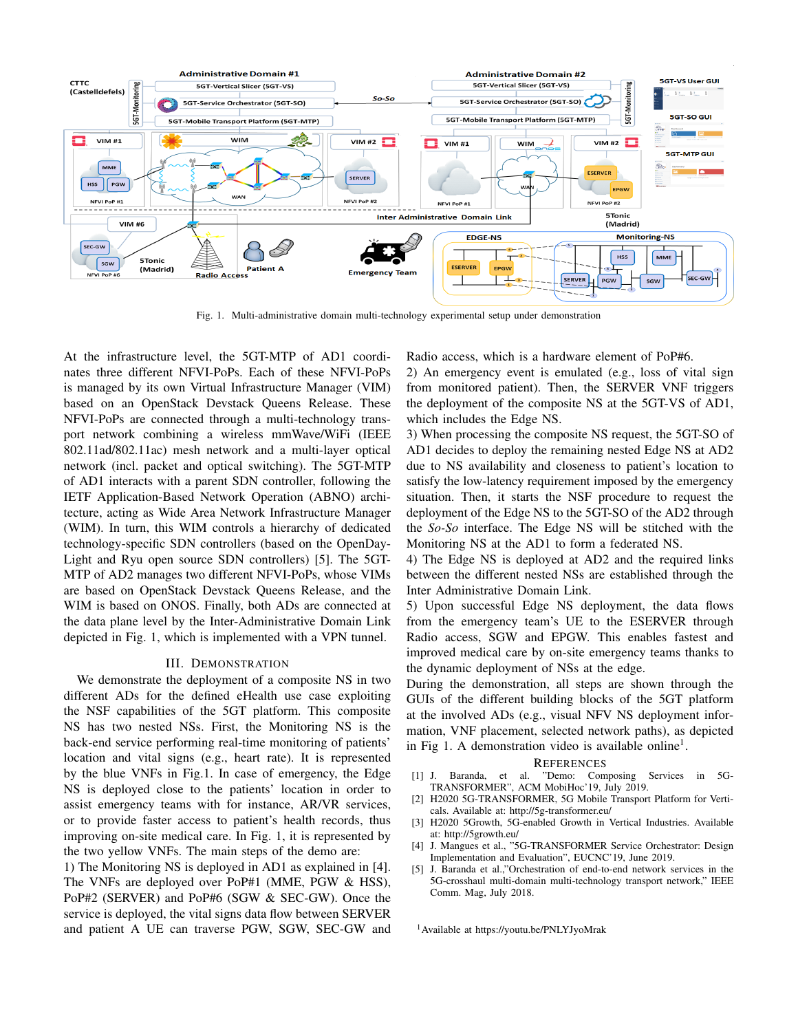Fig. 1. Multi-administrative domain multi-technology experimental setup under demonstration

At the infrastructure level, the 5GT-MTP of AD1 coordinates three different NFVI-PoPs. Each of these NFVI-PoPs is managed by its own Virtual Infrastructure Manager (VIM) based on an OpenStack Devstack Queens Release. These NFVI-PoPs are connected through a multi-technology transport network combining a wireless mmWave/WiFi (IEEE 802.11ad/802.11ac) mesh network and a multi-layer optical network (incl. packet and optical switching). The 5GT-MTP of AD1 interacts with a parent SDN controller, following the IETF Application-Based Network Operation (ABNO) architecture, acting as Wide Area Network Infrastructure Manager (WIM). In turn, this WIM controls a hierarchy of dedicated technology-specific SDN controllers (based on the OpenDay-Light and Ryu open source SDN controllers) [5]. The 5GT-MTP of AD2 manages two different NFVI-PoPs, whose VIMs are based on OpenStack Devstack Queens Release, and the WIM is based on ONOS. Finally, both ADs are connected at the data plane level by the Inter-Administrative Domain Link depicted in Fig. 1, which is implemented with a VPN tunnel.

## III. Demonstration

We demonstrate the deployment of a composite NS in two different ADs for the defined eHealth use case exploiting the NSF capabilities of the 5GT platform. This composite NS has two nested NSs. First, the Monitoring NS is the back-end service performing real-time monitoring of patients' location and vital signs (e.g., heart rate). It is represented by the blue VNFs in Fig.1. In case of emergency, the Edge NS is deployed close to the patients' location in order to assist emergency teams with for instance, AR/VR services, or to provide faster access to patient's health records, thus improving on-site medical care. In Fig. 1, it is represented by the two yellow VNFs. The main steps of the demo are:

1) The Monitoring NS is deployed in AD1 as explained in [4]. The VNFs are deployed over PoP#1 (MME, PGW & HSS), PoP#2 (SERVER) and PoP#6 (SGW & SEC-GW). Once the service is deployed, the vital signs data flow between SERVER and patient A UE can traverse PGW, SGW, SEC-GW and Radio access, which is a hardware element of PoP#6.

2) An emergency event is emulated (e.g., loss of vital sign from monitored patient). Then, the SERVER VNF triggers the deployment of the composite NS at the 5GT-VS of AD1, which includes the Edge NS.

3) When processing the composite NS request, the 5GT-SO of AD1 decides to deploy the remaining nested Edge NS at AD2 due to NS availability and closeness to patient's location to satisfy the low-latency requirement imposed by the emergency situation. Then, it starts the NSF procedure to request the deployment of the Edge NS to the 5GT-SO of the AD2 through the *So-So* interface. The Edge NS will be stitched with the Monitoring NS at the AD1 to form a federated NS.

4) The Edge NS is deployed at AD2 and the required links between the different nested NSs are established through the Inter Administrative Domain Link.

5) Upon successful Edge NS deployment, the data flows from the emergency team's UE to the ESERVER through Radio access, SGW and EPGW. This enables fastest and improved medical care by on-site emergency teams thanks to the dynamic deployment of NSs at the edge.

During the demonstration, all steps are shown through the GUIs of the different building blocks of the 5GT platform at the involved ADs (e.g., visual NFV NS deployment information, VNF placement, selected network paths), as depicted in Fig 1. A demonstration video is available online[1].

## References

[1] J. Baranda, et al. "Demo: Composing Services in 5G-TRANSFORMER", ACM MobiHoc'19, July 2019.

[2] H2020 5G-TRANSFORMER, 5G Mobile Transport Platform for Verticals. Available at: http://5g-transformer.eu/

[3] H2020 5Growth, 5G-enabled Growth in Vertical Industries. Available at: http://5growth.eu/

[4] J. Mangues et al., "5G-TRANSFORMER Service Orchestrator: Design Implementation and Evaluation", EUCNC'19, June 2019.

[5] J. Baranda et al.,"Orchestration of end-to-end network services in the 5G-crosshaul multi-domain multi-technology transport network," IEEE Comm. Mag, July 2018.

[1] Available at https://youtu.be/PNLYJyoMrak